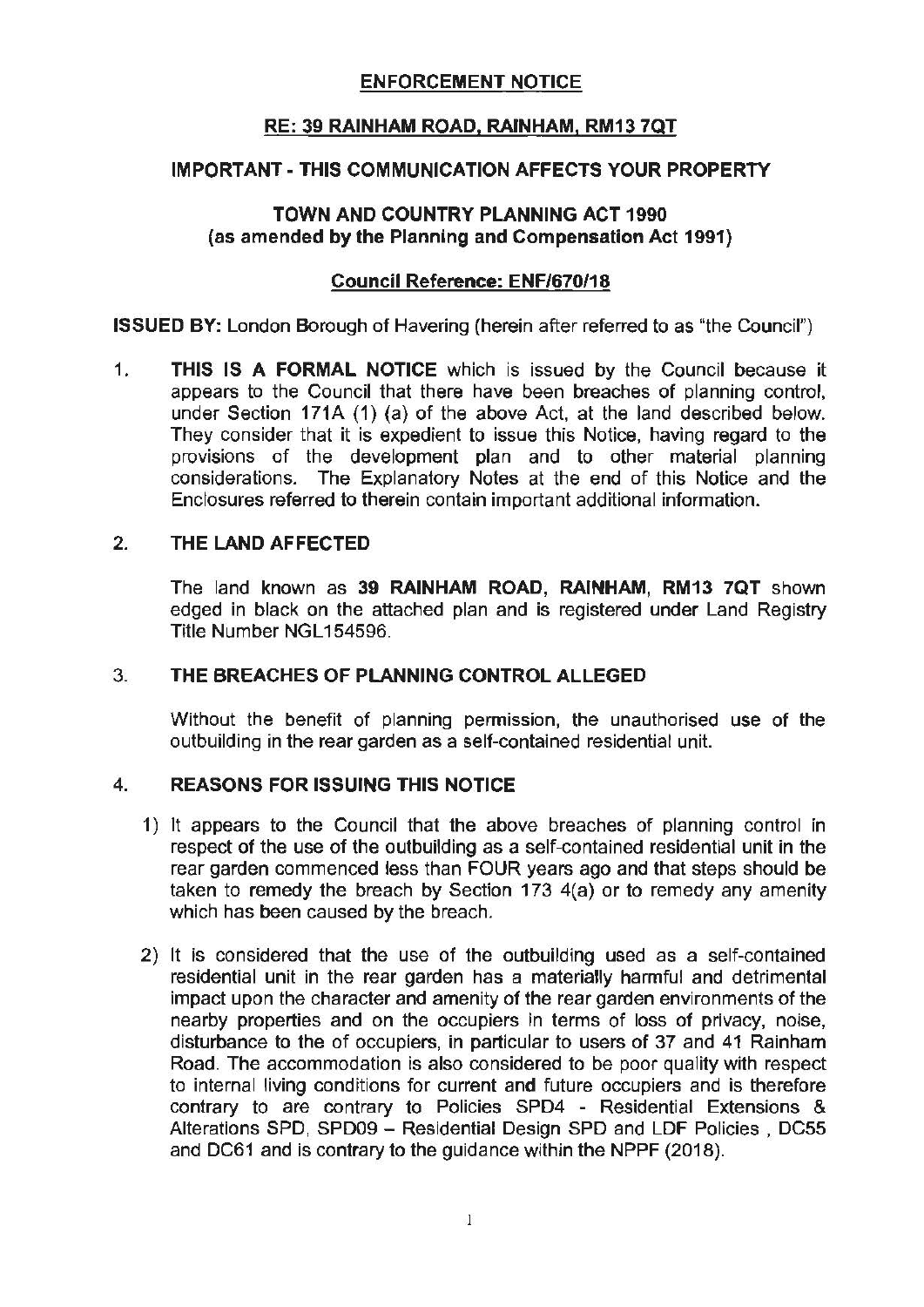# ENFORCEMENT NOTICE

## RE: 39 RAINHAM ROAD, RAINHAM, RM13 7QT

## IMPORTANT - THIS COMMUNICATION AFFECTS YOUR PROPERTY

## TOWN AND COUNTRY PLANNING ACT 1990
**(as amended by the Planning and Compensation Act 1991)**

**Council Reference: ENF/670/18**

**ISSUED BY:** London Borough of Havering (herein after referred to as "the Council")

1. **THIS IS A FORMAL NOTICE** which is issued by the Council because it appears to the Council that there have been breaches of planning control, under Section 171A (1) (a) of the above Act, at the land described below. They consider that it is expedient to issue this Notice, having regard to the provisions of the development plan and to other material planning considerations. The Explanatory Notes at the end of this Notice and the Enclosures referred to therein contain important additional information.

2. **THE LAND AFFECTED**

   The land known as **39 RAINHAM ROAD, RAINHAM, RM13 7QT** shown edged in black on the attached plan and is registered under Land Registry Title Number NGL154596.

3. **THE BREACHES OF PLANNING CONTROL ALLEGED**

   Without the benefit of planning permission, the unauthorised use of the outbuilding in the rear garden as a self-contained residential unit.

4. **REASONS FOR ISSUING THIS NOTICE**

   1) It appears to the Council that the above breaches of planning control in respect of the use of the outbuilding as a self-contained residential unit in the rear garden commenced less than FOUR years ago and that steps should be taken to remedy the breach by Section 173 4(a) or to remedy any amenity which has been caused by the breach.

   2) It is considered that the use of the outbuilding used as a self-contained residential unit in the rear garden has a materially harmful and detrimental impact upon the character and amenity of the rear garden environments of the nearby properties and on the occupiers in terms of loss of privacy, noise, disturbance to the of occupiers, in particular to users of 37 and 41 Rainham Road. The accommodation is also considered to be poor quality with respect to internal living conditions for current and future occupiers and is therefore contrary to are contrary to Policies SPD4 - Residential Extensions & Alterations SPD, SPD09 – Residential Design SPD and LDF Policies , DC55 and DC61 and is contrary to the guidance within the NPPF (2018).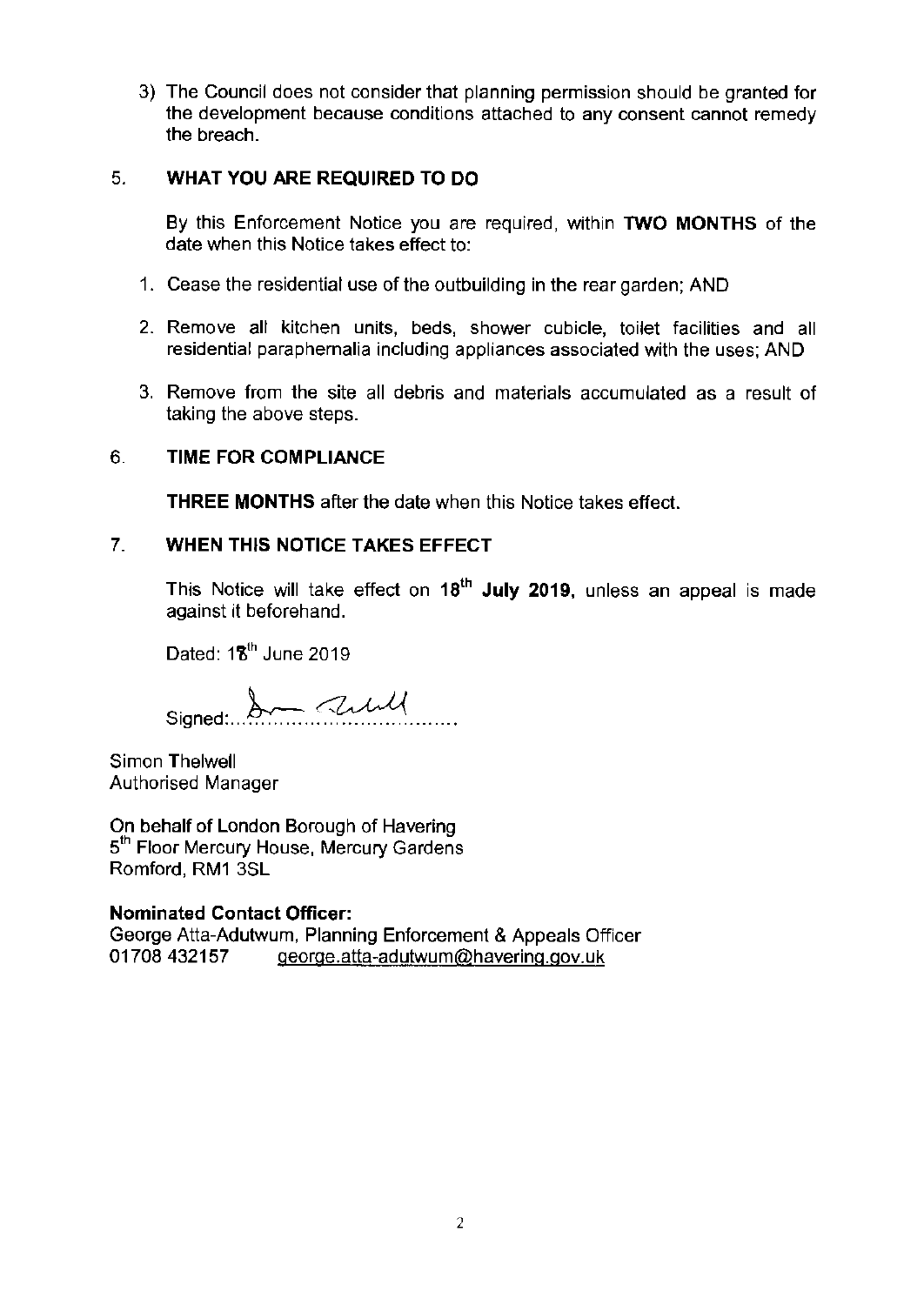3) The Council does not consider that planning permission should be granted for the development because conditions attached to any consent cannot remedy the breach.

## 5. WHAT YOU ARE REQUIRED TO DO

By this Enforcement Notice you are required, within **TWO MONTHS** of the date when this Notice takes effect to:

1. Cease the residential use of the outbuilding in the rear garden; AND
2. Remove all kitchen units, beds, shower cubicle, toilet facilities and all residential paraphernalia including appliances associated with the uses; AND
3. Remove from the site all debris and materials accumulated as a result of taking the above steps.

## 6. TIME FOR COMPLIANCE

**THREE MONTHS** after the date when this Notice takes effect.

## 7. WHEN THIS NOTICE TAKES EFFECT

This Notice will take effect on **18th July 2019**, unless an appeal is made against it beforehand.

Dated: 18th June 2019

Signed:...................................

Simon Thelwell
Authorised Manager

On behalf of London Borough of Havering
5th Floor Mercury House, Mercury Gardens
Romford, RM1 3SL

**Nominated Contact Officer:**
George Atta-Adutwum, Planning Enforcement & Appeals Officer
01708 432157 george.atta-adutwum@havering.gov.uk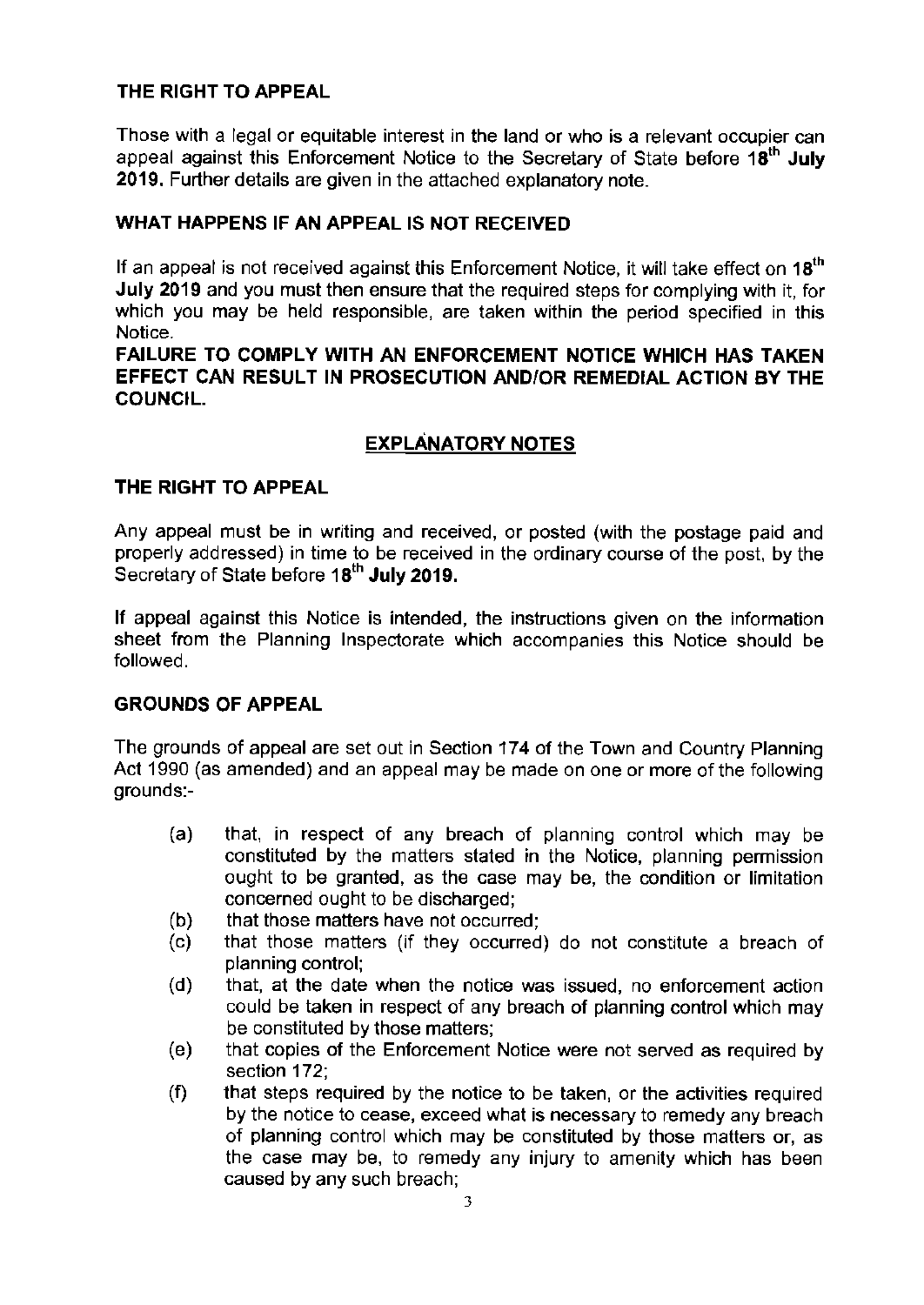### THE RIGHT TO APPEAL

Those with a legal or equitable interest in the land or who is a relevant occupier can appeal against this Enforcement Notice to the Secretary of State before **18th July 2019.** Further details are given in the attached explanatory note.

### WHAT HAPPENS IF AN APPEAL IS NOT RECEIVED

If an appeal is not received against this Enforcement Notice, it will take effect on **18th July 2019** and you must then ensure that the required steps for complying with it, for which you may be held responsible, are taken within the period specified in this Notice.

**FAILURE TO COMPLY WITH AN ENFORCEMENT NOTICE WHICH HAS TAKEN EFFECT CAN RESULT IN PROSECUTION AND/OR REMEDIAL ACTION BY THE COUNCIL.**

## EXPLANATORY NOTES

### THE RIGHT TO APPEAL

Any appeal must be in writing and received, or posted (with the postage paid and properly addressed) in time to be received in the ordinary course of the post, by the Secretary of State before **18th July 2019.**

If appeal against this Notice is intended, the instructions given on the information sheet from the Planning Inspectorate which accompanies this Notice should be followed.

### GROUNDS OF APPEAL

The grounds of appeal are set out in Section 174 of the Town and Country Planning Act 1990 (as amended) and an appeal may be made on one or more of the following grounds:-

(a) that, in respect of any breach of planning control which may be constituted by the matters stated in the Notice, planning permission ought to be granted, as the case may be, the condition or limitation concerned ought to be discharged;

(b) that those matters have not occurred;

(c) that those matters (if they occurred) do not constitute a breach of planning control;

(d) that, at the date when the notice was issued, no enforcement action could be taken in respect of any breach of planning control which may be constituted by those matters;

(e) that copies of the Enforcement Notice were not served as required by section 172;

(f) that steps required by the notice to be taken, or the activities required by the notice to cease, exceed what is necessary to remedy any breach of planning control which may be constituted by those matters or, as the case may be, to remedy any injury to amenity which has been caused by any such breach;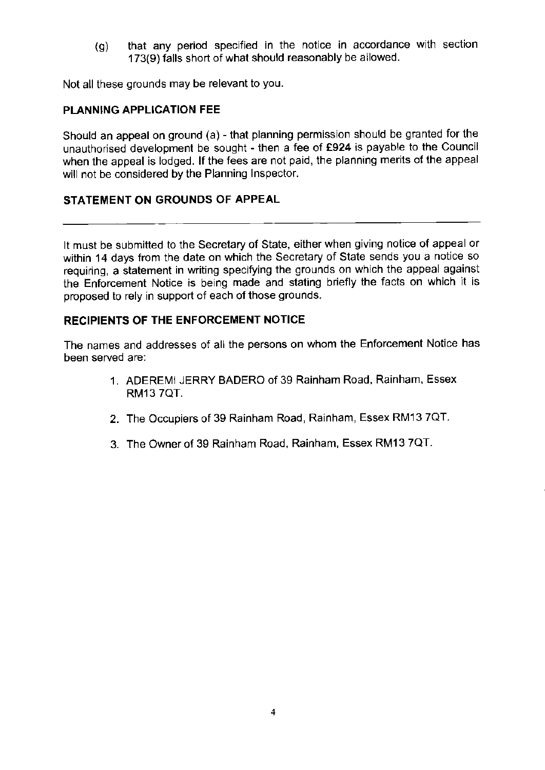(g) that any period specified in the notice in accordance with section 173(9) falls short of what should reasonably be allowed.

Not all these grounds may be relevant to you.

## PLANNING APPLICATION FEE

Should an appeal on ground (a) - that planning permission should be granted for the unauthorised development be sought - then a fee of **£924** is payable to the Council when the appeal is lodged. If the fees are not paid, the planning merits of the appeal will not be considered by the Planning Inspector.

## STATEMENT ON GROUNDS OF APPEAL

---

It must be submitted to the Secretary of State, either when giving notice of appeal or within 14 days from the date on which the Secretary of State sends you a notice so requiring, a statement in writing specifying the grounds on which the appeal against the Enforcement Notice is being made and stating briefly the facts on which it is proposed to rely in support of each of those grounds.

## RECIPIENTS OF THE ENFORCEMENT NOTICE

The names and addresses of all the persons on whom the Enforcement Notice has been served are:

1. ADEREMI JERRY BADERO of 39 Rainham Road, Rainham, Essex RM13 7QT.
2. The Occupiers of 39 Rainham Road, Rainham, Essex RM13 7QT.
3. The Owner of 39 Rainham Road, Rainham, Essex RM13 7QT.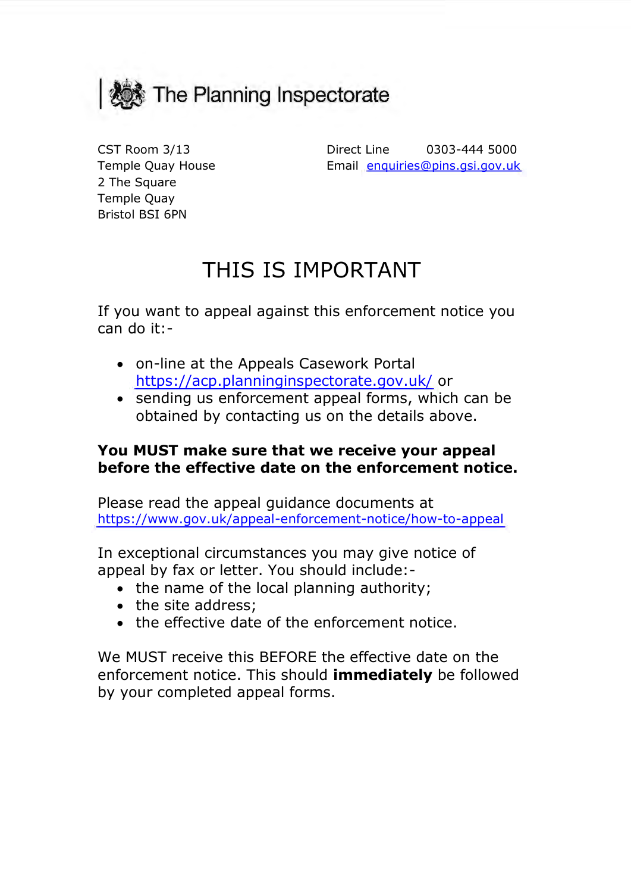The Planning Inspectorate

CST Room 3/13
Temple Quay House
2 The Square
Temple Quay
Bristol BSI 6PN

Direct Line 0303-444 5000
Email [enquiries@pins.gsi.gov.uk](mailto:enquiries@pins.gsi.gov.uk)

# THIS IS IMPORTANT

If you want to appeal against this enforcement notice you can do it:-

- on-line at the Appeals Casework Portal [https://acp.planninginspectorate.gov.uk/](https://acp.planninginspectorate.gov.uk/) or
- sending us enforcement appeal forms, which can be obtained by contacting us on the details above.

**You MUST make sure that we receive your appeal before the effective date on the enforcement notice.**

Please read the appeal guidance documents at [https://www.gov.uk/appeal-enforcement-notice/how-to-appeal](https://www.gov.uk/appeal-enforcement-notice/how-to-appeal)

In exceptional circumstances you may give notice of appeal by fax or letter. You should include:-

- the name of the local planning authority;
- the site address;
- the effective date of the enforcement notice.

We MUST receive this BEFORE the effective date on the enforcement notice. This should **immediately** be followed by your completed appeal forms.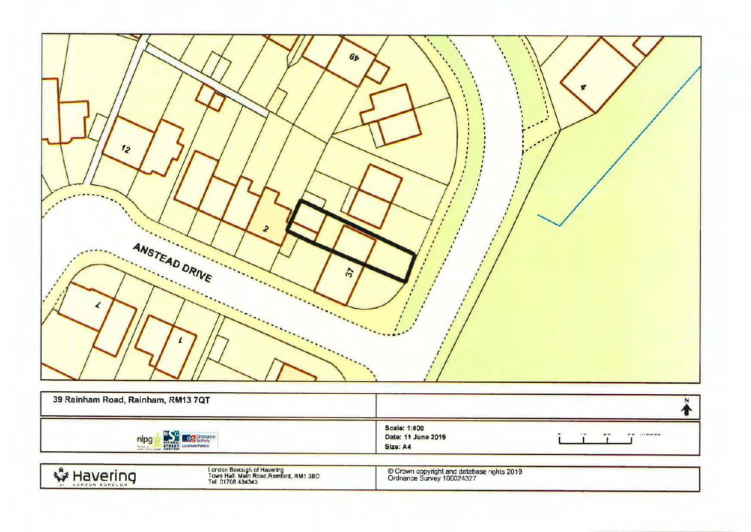12

2

37

49

4

7

1

ANSTEAD DRIVE

39 Rainham Road, Rainham, RM13 7QT

Scale: 1:500
Date: 11 June 2019
Size: A4

Havering
LONDON BOROUGH

London Borough of Havering
Town Hall, Main Road, Romford, RM1 3BD
Tel: 01708 434343

© Crown copyright and database rights 2019
Ordnance Survey 100024327